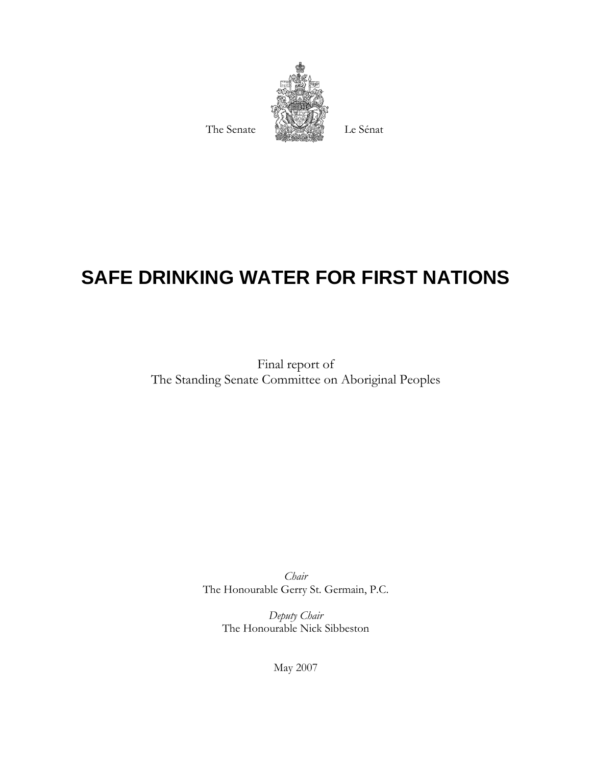The Senate Le Sénat

# SAFE DRINKING WATER FOR FIRST NATIONS

Final report of
The Standing Senate Committee on Aboriginal Peoples

*Chair*
The Honourable Gerry St. Germain, P.C.

*Deputy Chair*
The Honourable Nick Sibbeston

May 2007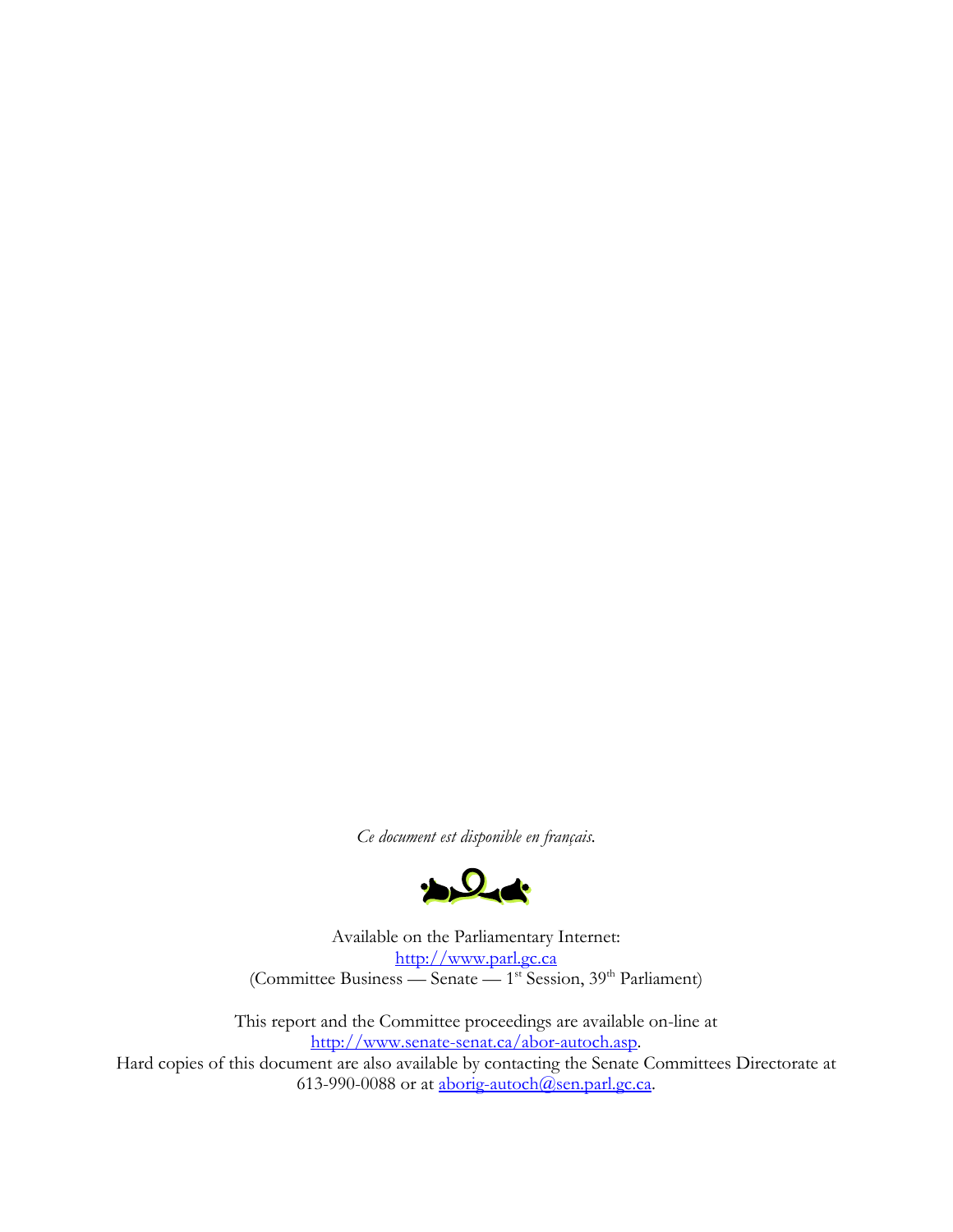*Ce document est disponible en français.*

Available on the Parliamentary Internet:
[http://www.parl.gc.ca](http://www.parl.gc.ca)
(Committee Business — Senate — 1st Session, 39th Parliament)

This report and the Committee proceedings are available on-line at
[http://www.senate-senat.ca/abor-autoch.asp](http://www.senate-senat.ca/abor-autoch.asp).
Hard copies of this document are also available by contacting the Senate Committees Directorate at
613-990-0088 or at [aborig-autoch@sen.parl.gc.ca](mailto:aborig-autoch@sen.parl.gc.ca).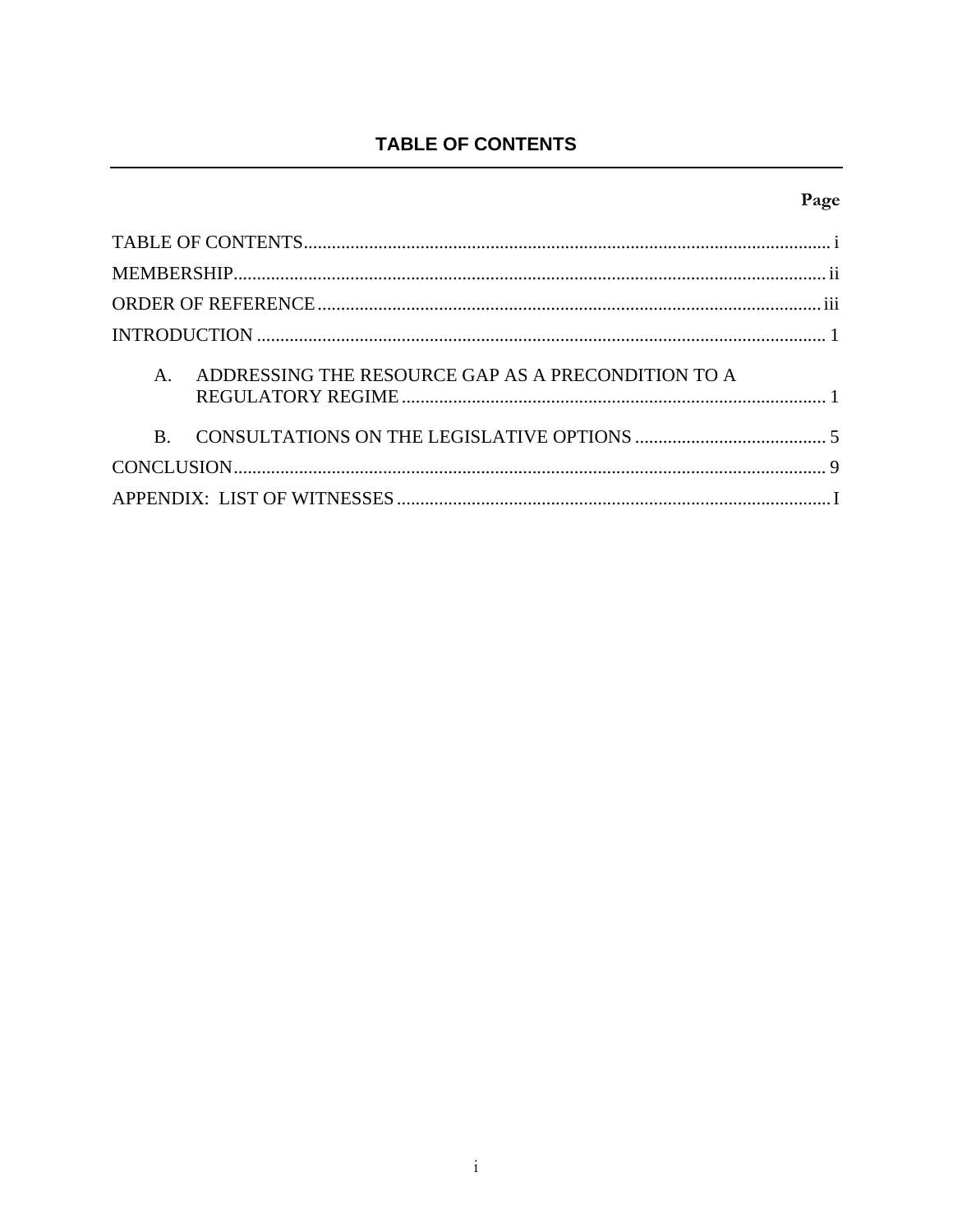## TABLE OF CONTENTS

| | Page |
|---|---|
| TABLE OF CONTENTS | i |
| MEMBERSHIP | ii |
| ORDER OF REFERENCE | iii |
| INTRODUCTION | 1 |
| A. ADDRESSING THE RESOURCE GAP AS A PRECONDITION TO A REGULATORY REGIME | 1 |
| B. CONSULTATIONS ON THE LEGISLATIVE OPTIONS | 5 |
| CONCLUSION | 9 |
| APPENDIX: LIST OF WITNESSES | I |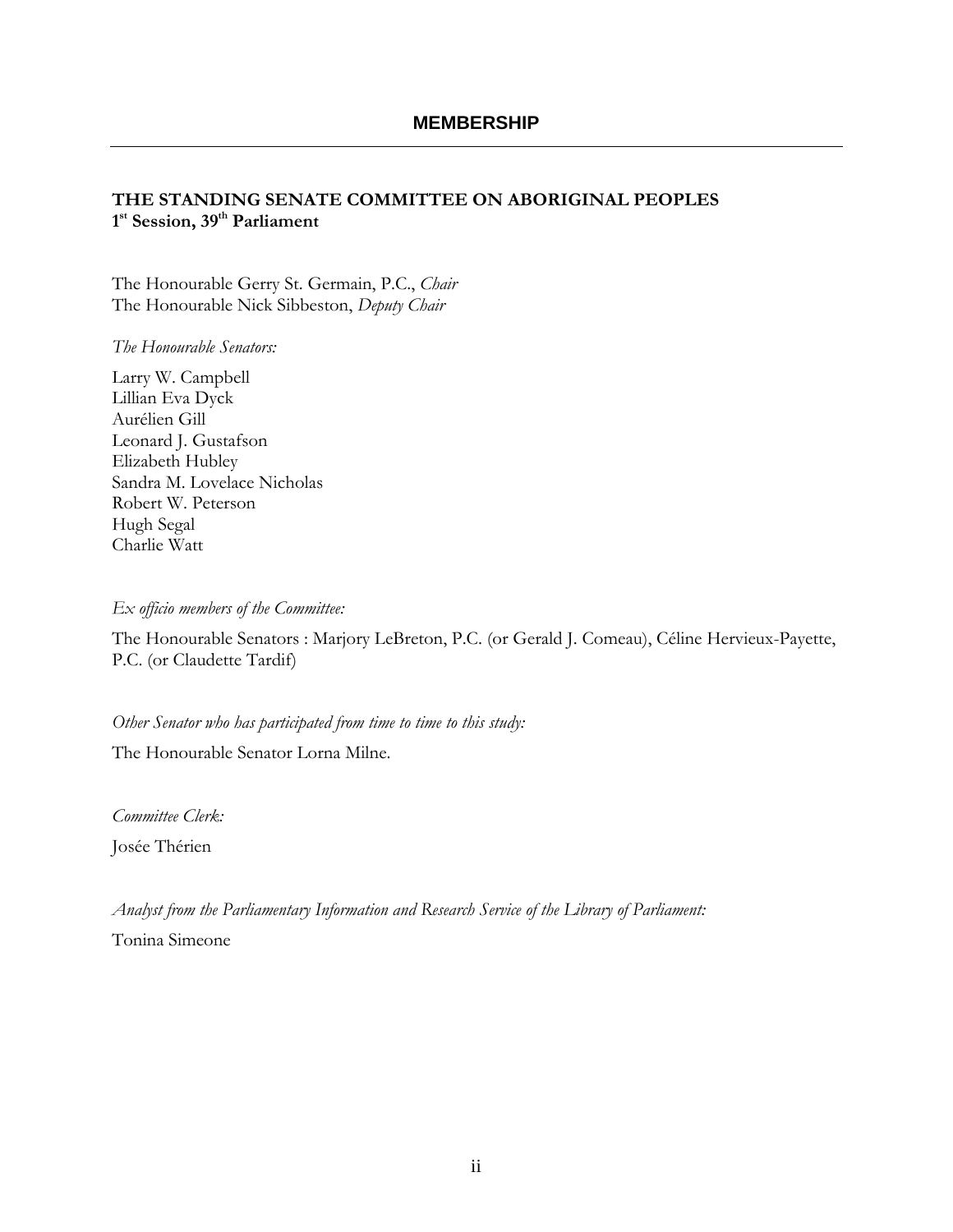# MEMBERSHIP

**THE STANDING SENATE COMMITTEE ON ABORIGINAL PEOPLES**
**1st Session, 39th Parliament**

The Honourable Gerry St. Germain, P.C., *Chair*
The Honourable Nick Sibbeston, *Deputy Chair*

*The Honourable Senators:*

Larry W. Campbell
Lillian Eva Dyck
Aurélien Gill
Leonard J. Gustafson
Elizabeth Hubley
Sandra M. Lovelace Nicholas
Robert W. Peterson
Hugh Segal
Charlie Watt

*Ex officio members of the Committee:*

The Honourable Senators : Marjory LeBreton, P.C. (or Gerald J. Comeau), Céline Hervieux-Payette, P.C. (or Claudette Tardif)

*Other Senator who has participated from time to time to this study:*

The Honourable Senator Lorna Milne.

*Committee Clerk:*

Josée Thérien

*Analyst from the Parliamentary Information and Research Service of the Library of Parliament:*

Tonina Simeone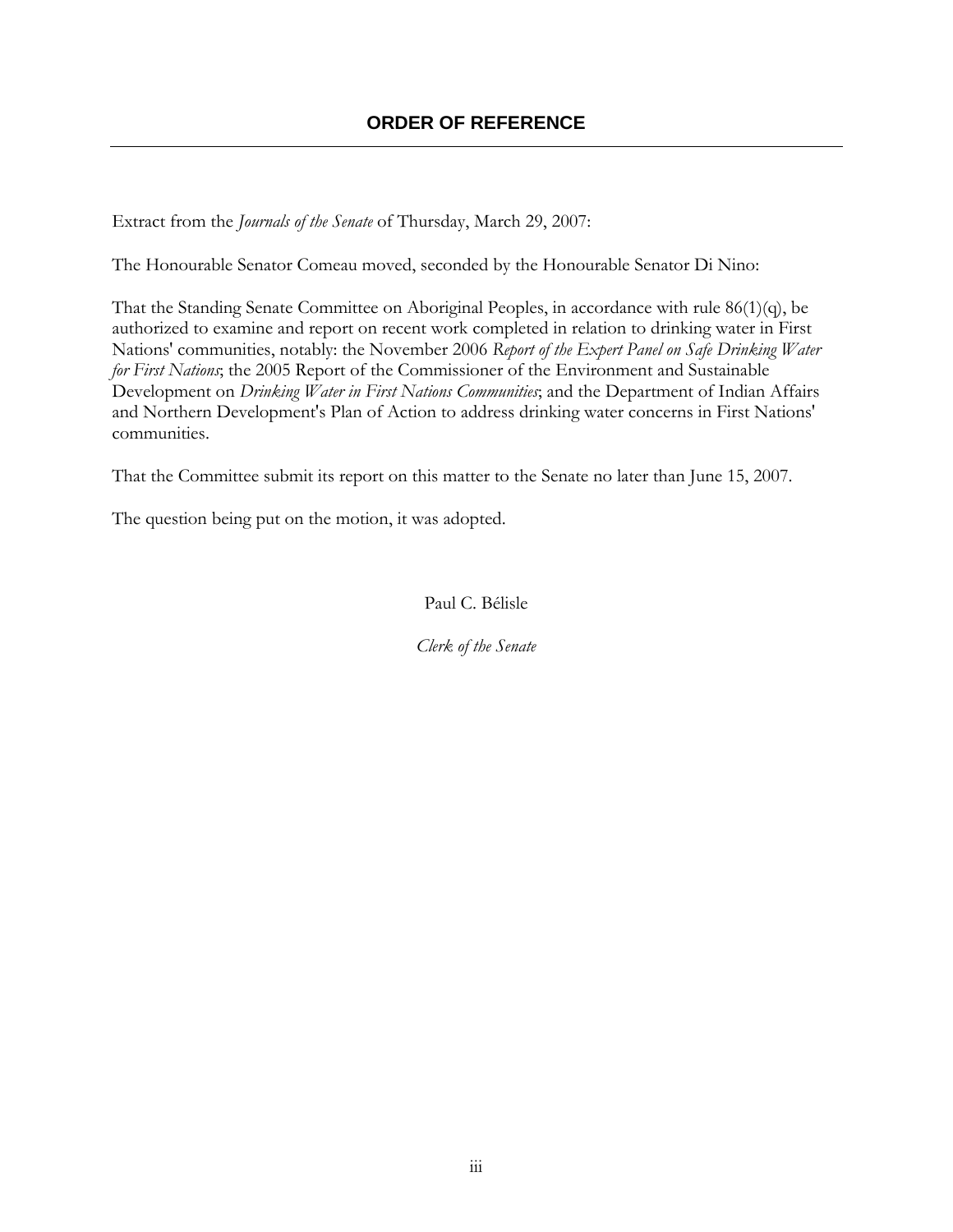## ORDER OF REFERENCE

Extract from the *Journals of the Senate* of Thursday, March 29, 2007:

The Honourable Senator Comeau moved, seconded by the Honourable Senator Di Nino:

That the Standing Senate Committee on Aboriginal Peoples, in accordance with rule 86(1)(q), be authorized to examine and report on recent work completed in relation to drinking water in First Nations' communities, notably: the November 2006 *Report of the Expert Panel on Safe Drinking Water for First Nations*; the 2005 Report of the Commissioner of the Environment and Sustainable Development on *Drinking Water in First Nations Communities*; and the Department of Indian Affairs and Northern Development's Plan of Action to address drinking water concerns in First Nations' communities.

That the Committee submit its report on this matter to the Senate no later than June 15, 2007.

The question being put on the motion, it was adopted.

Paul C. Bélisle

*Clerk of the Senate*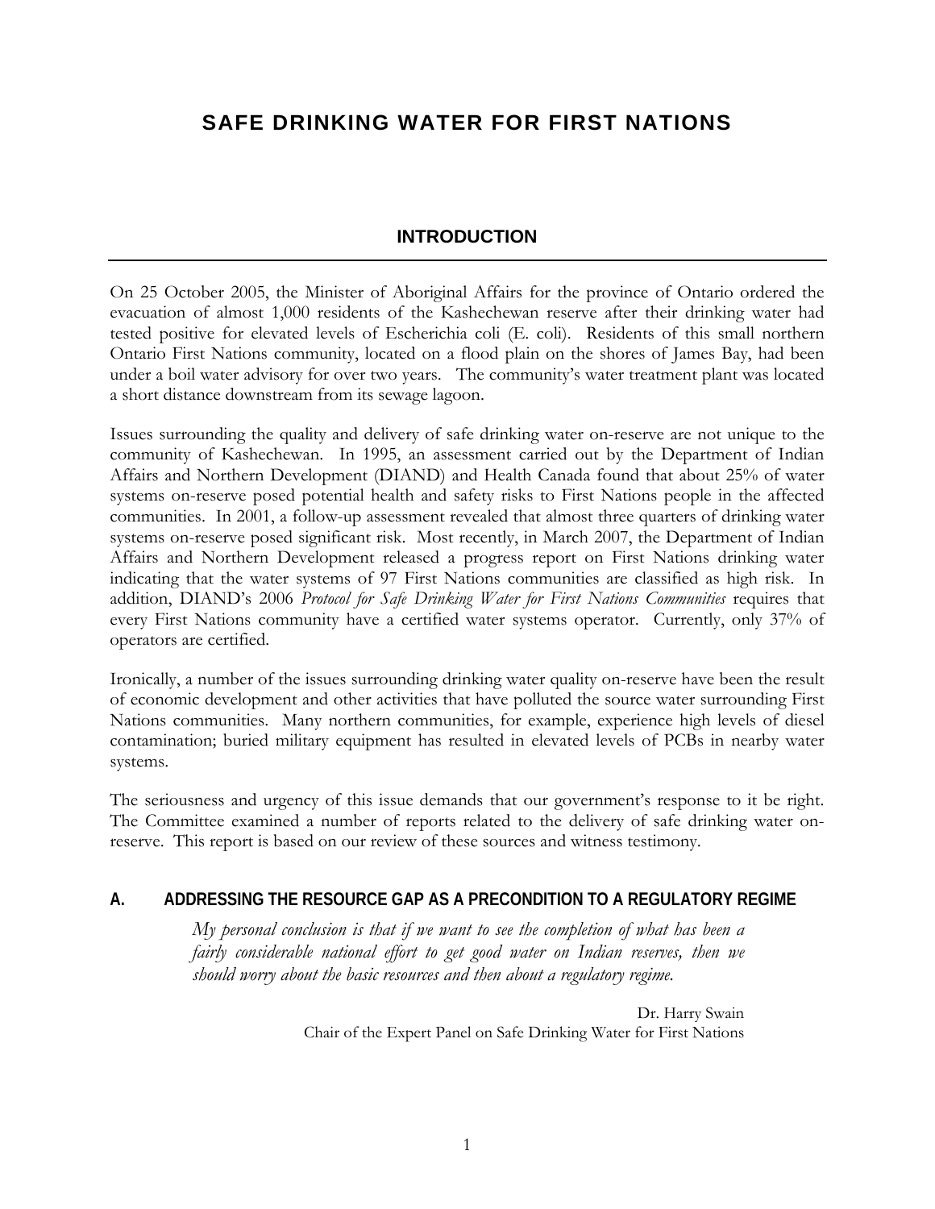# SAFE DRINKING WATER FOR FIRST NATIONS

## INTRODUCTION

On 25 October 2005, the Minister of Aboriginal Affairs for the province of Ontario ordered the evacuation of almost 1,000 residents of the Kashechewan reserve after their drinking water had tested positive for elevated levels of Escherichia coli (E. coli). Residents of this small northern Ontario First Nations community, located on a flood plain on the shores of James Bay, had been under a boil water advisory for over two years. The community's water treatment plant was located a short distance downstream from its sewage lagoon.

Issues surrounding the quality and delivery of safe drinking water on-reserve are not unique to the community of Kashechewan. In 1995, an assessment carried out by the Department of Indian Affairs and Northern Development (DIAND) and Health Canada found that about 25% of water systems on-reserve posed potential health and safety risks to First Nations people in the affected communities. In 2001, a follow-up assessment revealed that almost three quarters of drinking water systems on-reserve posed significant risk. Most recently, in March 2007, the Department of Indian Affairs and Northern Development released a progress report on First Nations drinking water indicating that the water systems of 97 First Nations communities are classified as high risk. In addition, DIAND's 2006 *Protocol for Safe Drinking Water for First Nations Communities* requires that every First Nations community have a certified water systems operator. Currently, only 37% of operators are certified.

Ironically, a number of the issues surrounding drinking water quality on-reserve have been the result of economic development and other activities that have polluted the source water surrounding First Nations communities. Many northern communities, for example, experience high levels of diesel contamination; buried military equipment has resulted in elevated levels of PCBs in nearby water systems.

The seriousness and urgency of this issue demands that our government's response to it be right. The Committee examined a number of reports related to the delivery of safe drinking water on-reserve. This report is based on our review of these sources and witness testimony.

### A. ADDRESSING THE RESOURCE GAP AS A PRECONDITION TO A REGULATORY REGIME

> *My personal conclusion is that if we want to see the completion of what has been a fairly considerable national effort to get good water on Indian reserves, then we should worry about the basic resources and then about a regulatory regime.*
>
> Dr. Harry Swain
> Chair of the Expert Panel on Safe Drinking Water for First Nations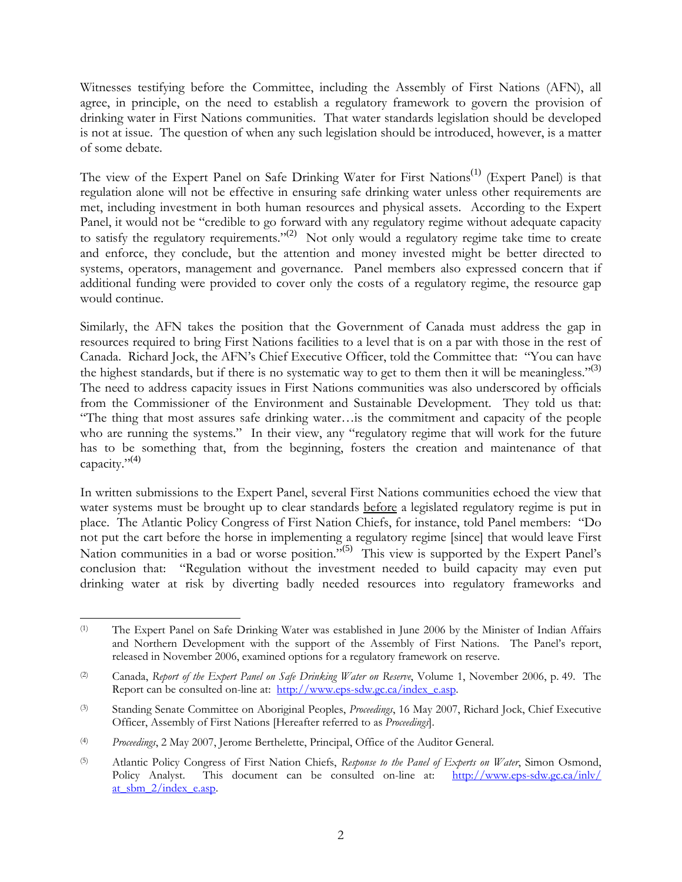Witnesses testifying before the Committee, including the Assembly of First Nations (AFN), all agree, in principle, on the need to establish a regulatory framework to govern the provision of drinking water in First Nations communities. That water standards legislation should be developed is not at issue. The question of when any such legislation should be introduced, however, is a matter of some debate.

The view of the Expert Panel on Safe Drinking Water for First Nations[(1)] (Expert Panel) is that regulation alone will not be effective in ensuring safe drinking water unless other requirements are met, including investment in both human resources and physical assets. According to the Expert Panel, it would not be "credible to go forward with any regulatory regime without adequate capacity to satisfy the regulatory requirements."[(2)] Not only would a regulatory regime take time to create and enforce, they conclude, but the attention and money invested might be better directed to systems, operators, management and governance. Panel members also expressed concern that if additional funding were provided to cover only the costs of a regulatory regime, the resource gap would continue.

Similarly, the AFN takes the position that the Government of Canada must address the gap in resources required to bring First Nations facilities to a level that is on a par with those in the rest of Canada. Richard Jock, the AFN's Chief Executive Officer, told the Committee that: "You can have the highest standards, but if there is no systematic way to get to them then it will be meaningless."[(3)] The need to address capacity issues in First Nations communities was also underscored by officials from the Commissioner of the Environment and Sustainable Development. They told us that: "The thing that most assures safe drinking water…is the commitment and capacity of the people who are running the systems." In their view, any "regulatory regime that will work for the future has to be something that, from the beginning, fosters the creation and maintenance of that capacity."[(4)]

In written submissions to the Expert Panel, several First Nations communities echoed the view that water systems must be brought up to clear standards <u>before</u> a legislated regulatory regime is put in place. The Atlantic Policy Congress of First Nation Chiefs, for instance, told Panel members: "Do not put the cart before the horse in implementing a regulatory regime [since] that would leave First Nation communities in a bad or worse position."[(5)] This view is supported by the Expert Panel's conclusion that: "Regulation without the investment needed to build capacity may even put drinking water at risk by diverting badly needed resources into regulatory frameworks and

---

(1) The Expert Panel on Safe Drinking Water was established in June 2006 by the Minister of Indian Affairs and Northern Development with the support of the Assembly of First Nations. The Panel's report, released in November 2006, examined options for a regulatory framework on reserve.

(2) Canada, *Report of the Expert Panel on Safe Drinking Water on Reserve*, Volume 1, November 2006, p. 49. The Report can be consulted on-line at: http://www.eps-sdw.gc.ca/index_e.asp.

(3) Standing Senate Committee on Aboriginal Peoples, *Proceedings*, 16 May 2007, Richard Jock, Chief Executive Officer, Assembly of First Nations [Hereafter referred to as *Proceedings*].

(4) *Proceedings*, 2 May 2007, Jerome Berthelette, Principal, Office of the Auditor General.

(5) Atlantic Policy Congress of First Nation Chiefs, *Response to the Panel of Experts on Water*, Simon Osmond, Policy Analyst. This document can be consulted on-line at: http://www.eps-sdw.gc.ca/inlv/at_sbm_2/index_e.asp.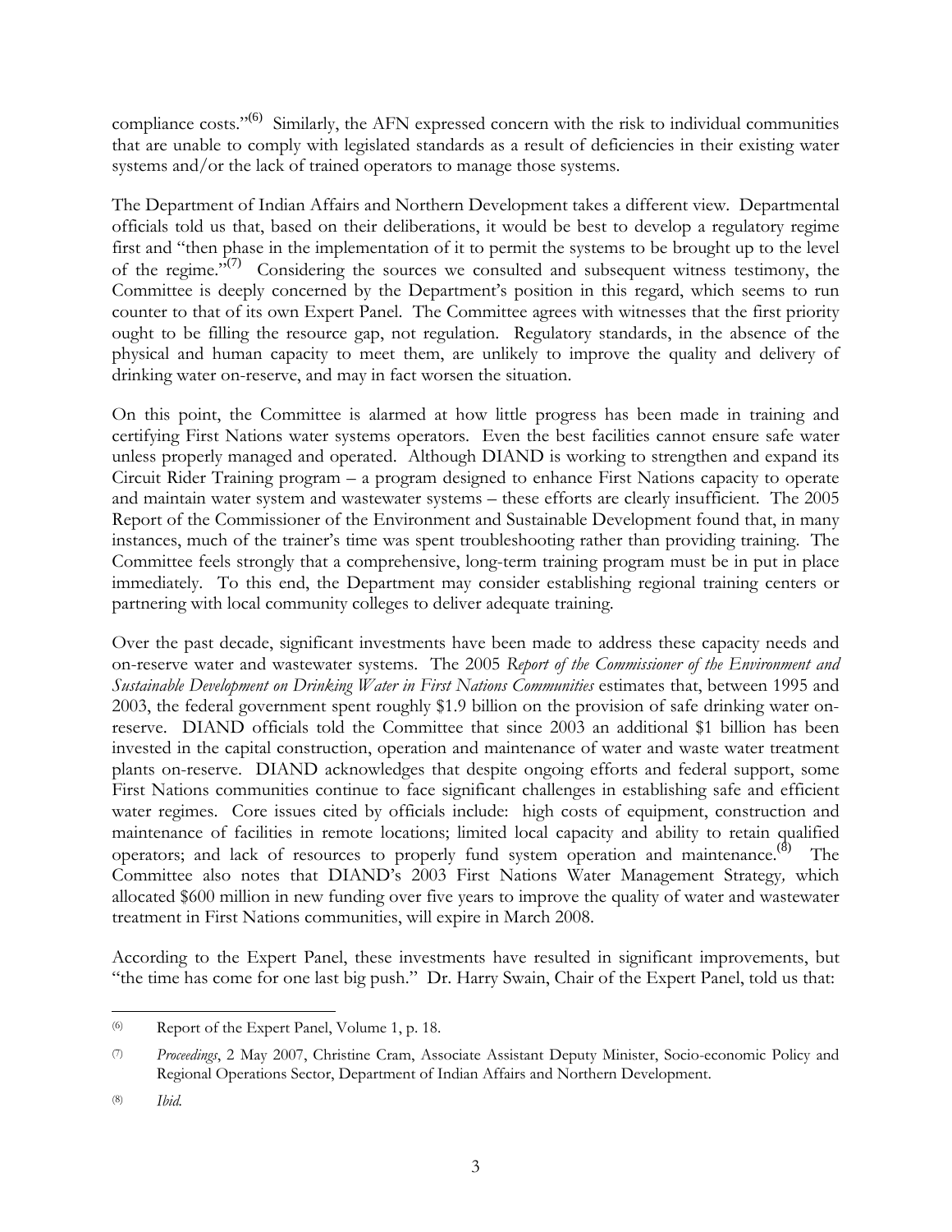compliance costs."[6] Similarly, the AFN expressed concern with the risk to individual communities that are unable to comply with legislated standards as a result of deficiencies in their existing water systems and/or the lack of trained operators to manage those systems.

The Department of Indian Affairs and Northern Development takes a different view. Departmental officials told us that, based on their deliberations, it would be best to develop a regulatory regime first and "then phase in the implementation of it to permit the systems to be brought up to the level of the regime."[7] Considering the sources we consulted and subsequent witness testimony, the Committee is deeply concerned by the Department's position in this regard, which seems to run counter to that of its own Expert Panel. The Committee agrees with witnesses that the first priority ought to be filling the resource gap, not regulation. Regulatory standards, in the absence of the physical and human capacity to meet them, are unlikely to improve the quality and delivery of drinking water on-reserve, and may in fact worsen the situation.

On this point, the Committee is alarmed at how little progress has been made in training and certifying First Nations water systems operators. Even the best facilities cannot ensure safe water unless properly managed and operated. Although DIAND is working to strengthen and expand its Circuit Rider Training program – a program designed to enhance First Nations capacity to operate and maintain water system and wastewater systems – these efforts are clearly insufficient. The 2005 Report of the Commissioner of the Environment and Sustainable Development found that, in many instances, much of the trainer's time was spent troubleshooting rather than providing training. The Committee feels strongly that a comprehensive, long-term training program must be in put in place immediately. To this end, the Department may consider establishing regional training centers or partnering with local community colleges to deliver adequate training.

Over the past decade, significant investments have been made to address these capacity needs and on-reserve water and wastewater systems. The 2005 *Report of the Commissioner of the Environment and Sustainable Development on Drinking Water in First Nations Communities* estimates that, between 1995 and 2003, the federal government spent roughly $1.9 billion on the provision of safe drinking water on-reserve. DIAND officials told the Committee that since 2003 an additional $1 billion has been invested in the capital construction, operation and maintenance of water and waste water treatment plants on-reserve. DIAND acknowledges that despite ongoing efforts and federal support, some First Nations communities continue to face significant challenges in establishing safe and efficient water regimes. Core issues cited by officials include: high costs of equipment, construction and maintenance of facilities in remote locations; limited local capacity and ability to retain qualified operators; and lack of resources to properly fund system operation and maintenance.[8] The Committee also notes that DIAND's 2003 First Nations Water Management Strategy*,* which allocated $600 million in new funding over five years to improve the quality of water and wastewater treatment in First Nations communities, will expire in March 2008.

According to the Expert Panel, these investments have resulted in significant improvements, but "the time has come for one last big push." Dr. Harry Swain, Chair of the Expert Panel, told us that:

---

(6) Report of the Expert Panel, Volume 1, p. 18.

(7) *Proceedings*, 2 May 2007, Christine Cram, Associate Assistant Deputy Minister, Socio-economic Policy and Regional Operations Sector, Department of Indian Affairs and Northern Development.

(8) *Ibid.*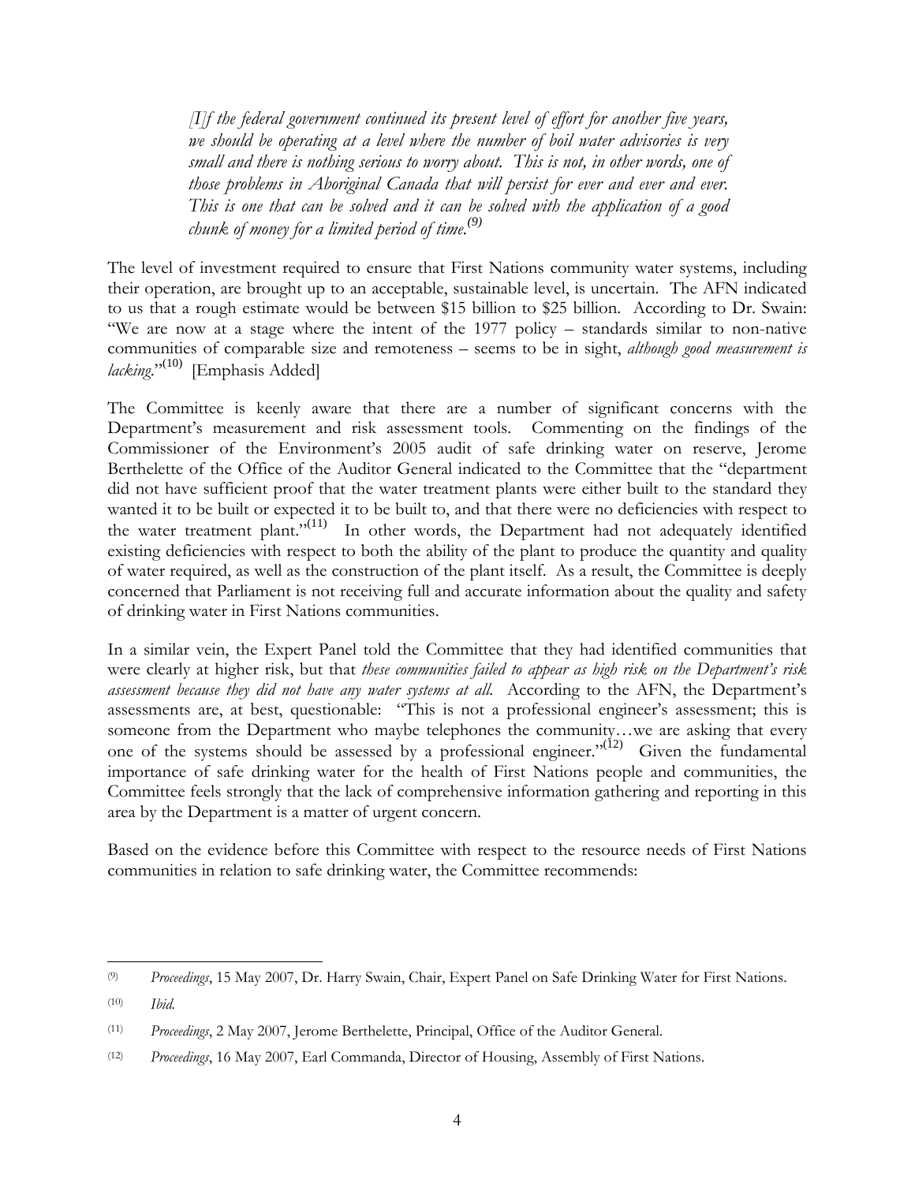> *[I]f the federal government continued its present level of effort for another five years, we should be operating at a level where the number of boil water advisories is very small and there is nothing serious to worry about. This is not, in other words, one of those problems in Aboriginal Canada that will persist for ever and ever and ever. This is one that can be solved and it can be solved with the application of a good chunk of money for a limited period of time.*[(9)]

The level of investment required to ensure that First Nations community water systems, including their operation, are brought up to an acceptable, sustainable level, is uncertain. The AFN indicated to us that a rough estimate would be between $15 billion to $25 billion. According to Dr. Swain: "We are now at a stage where the intent of the 1977 policy – standards similar to non-native communities of comparable size and remoteness – seems to be in sight, *although good measurement is lacking*."[(10)] [Emphasis Added]

The Committee is keenly aware that there are a number of significant concerns with the Department's measurement and risk assessment tools. Commenting on the findings of the Commissioner of the Environment's 2005 audit of safe drinking water on reserve, Jerome Berthelette of the Office of the Auditor General indicated to the Committee that the "department did not have sufficient proof that the water treatment plants were either built to the standard they wanted it to be built or expected it to be built to, and that there were no deficiencies with respect to the water treatment plant."[(11)] In other words, the Department had not adequately identified existing deficiencies with respect to both the ability of the plant to produce the quantity and quality of water required, as well as the construction of the plant itself. As a result, the Committee is deeply concerned that Parliament is not receiving full and accurate information about the quality and safety of drinking water in First Nations communities.

In a similar vein, the Expert Panel told the Committee that they had identified communities that were clearly at higher risk, but that *these communities failed to appear as high risk on the Department's risk assessment because they did not have any water systems at all.* According to the AFN, the Department's assessments are, at best, questionable: "This is not a professional engineer's assessment; this is someone from the Department who maybe telephones the community…we are asking that every one of the systems should be assessed by a professional engineer."[(12)] Given the fundamental importance of safe drinking water for the health of First Nations people and communities, the Committee feels strongly that the lack of comprehensive information gathering and reporting in this area by the Department is a matter of urgent concern.

Based on the evidence before this Committee with respect to the resource needs of First Nations communities in relation to safe drinking water, the Committee recommends:

---

(9) *Proceedings*, 15 May 2007, Dr. Harry Swain, Chair, Expert Panel on Safe Drinking Water for First Nations.

(10) *Ibid.*

(11) *Proceedings*, 2 May 2007, Jerome Berthelette, Principal, Office of the Auditor General.

(12) *Proceedings*, 16 May 2007, Earl Commanda, Director of Housing, Assembly of First Nations.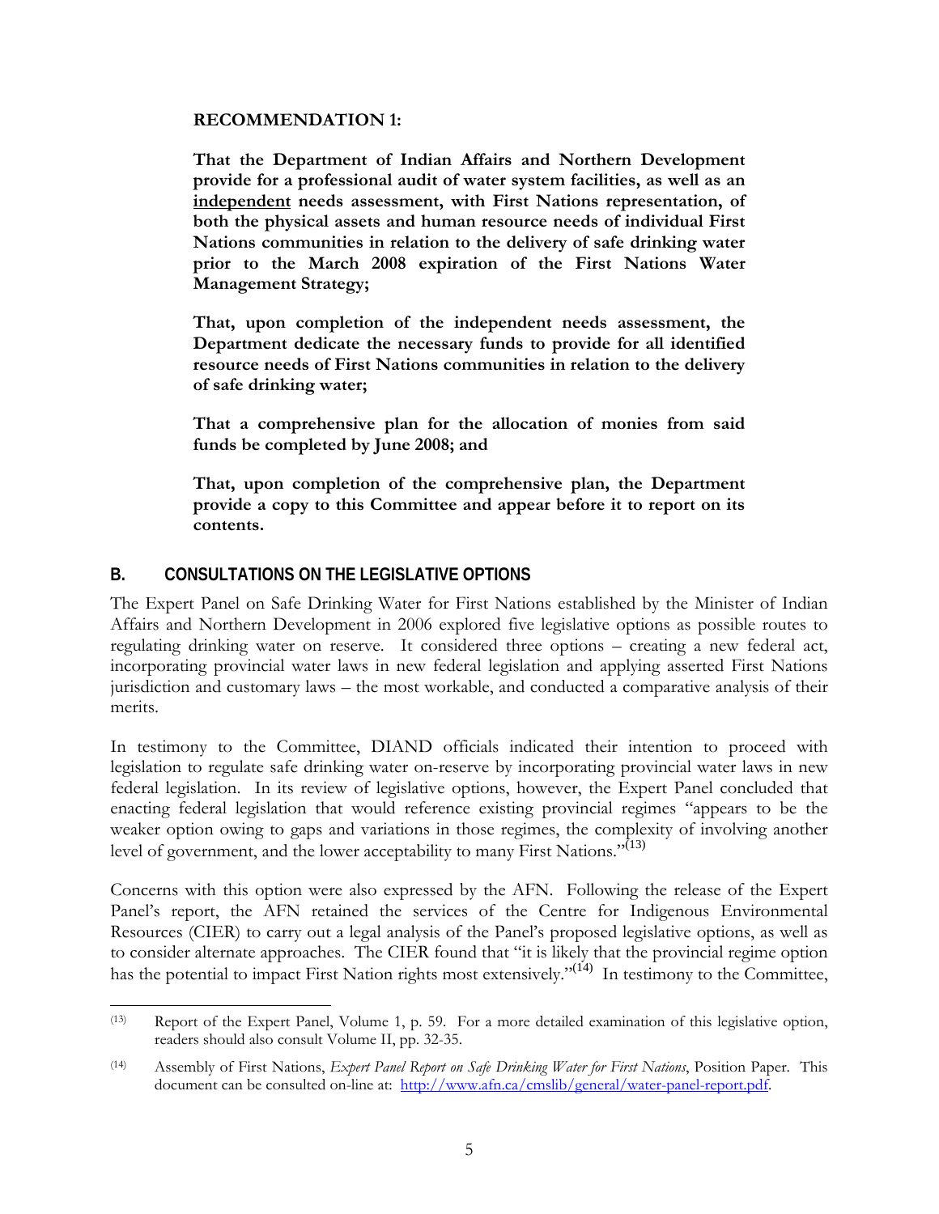**RECOMMENDATION 1:**

**That the Department of Indian Affairs and Northern Development provide for a professional audit of water system facilities, as well as an <u>independent</u> needs assessment, with First Nations representation, of both the physical assets and human resource needs of individual First Nations communities in relation to the delivery of safe drinking water prior to the March 2008 expiration of the First Nations Water Management Strategy;**

**That, upon completion of the independent needs assessment, the Department dedicate the necessary funds to provide for all identified resource needs of First Nations communities in relation to the delivery of safe drinking water;**

**That a comprehensive plan for the allocation of monies from said funds be completed by June 2008; and**

**That, upon completion of the comprehensive plan, the Department provide a copy to this Committee and appear before it to report on its contents.**

## B. CONSULTATIONS ON THE LEGISLATIVE OPTIONS

The Expert Panel on Safe Drinking Water for First Nations established by the Minister of Indian Affairs and Northern Development in 2006 explored five legislative options as possible routes to regulating drinking water on reserve. It considered three options – creating a new federal act, incorporating provincial water laws in new federal legislation and applying asserted First Nations jurisdiction and customary laws – the most workable, and conducted a comparative analysis of their merits.

In testimony to the Committee, DIAND officials indicated their intention to proceed with legislation to regulate safe drinking water on-reserve by incorporating provincial water laws in new federal legislation. In its review of legislative options, however, the Expert Panel concluded that enacting federal legislation that would reference existing provincial regimes "appears to be the weaker option owing to gaps and variations in those regimes, the complexity of involving another level of government, and the lower acceptability to many First Nations."(13)

Concerns with this option were also expressed by the AFN. Following the release of the Expert Panel's report, the AFN retained the services of the Centre for Indigenous Environmental Resources (CIER) to carry out a legal analysis of the Panel's proposed legislative options, as well as to consider alternate approaches. The CIER found that "it is likely that the provincial regime option has the potential to impact First Nation rights most extensively."(14) In testimony to the Committee,

---

(13) Report of the Expert Panel, Volume 1, p. 59. For a more detailed examination of this legislative option, readers should also consult Volume II, pp. 32-35.

(14) Assembly of First Nations, *Expert Panel Report on Safe Drinking Water for First Nations*, Position Paper. This document can be consulted on-line at: http://www.afn.ca/cmslib/general/water-panel-report.pdf.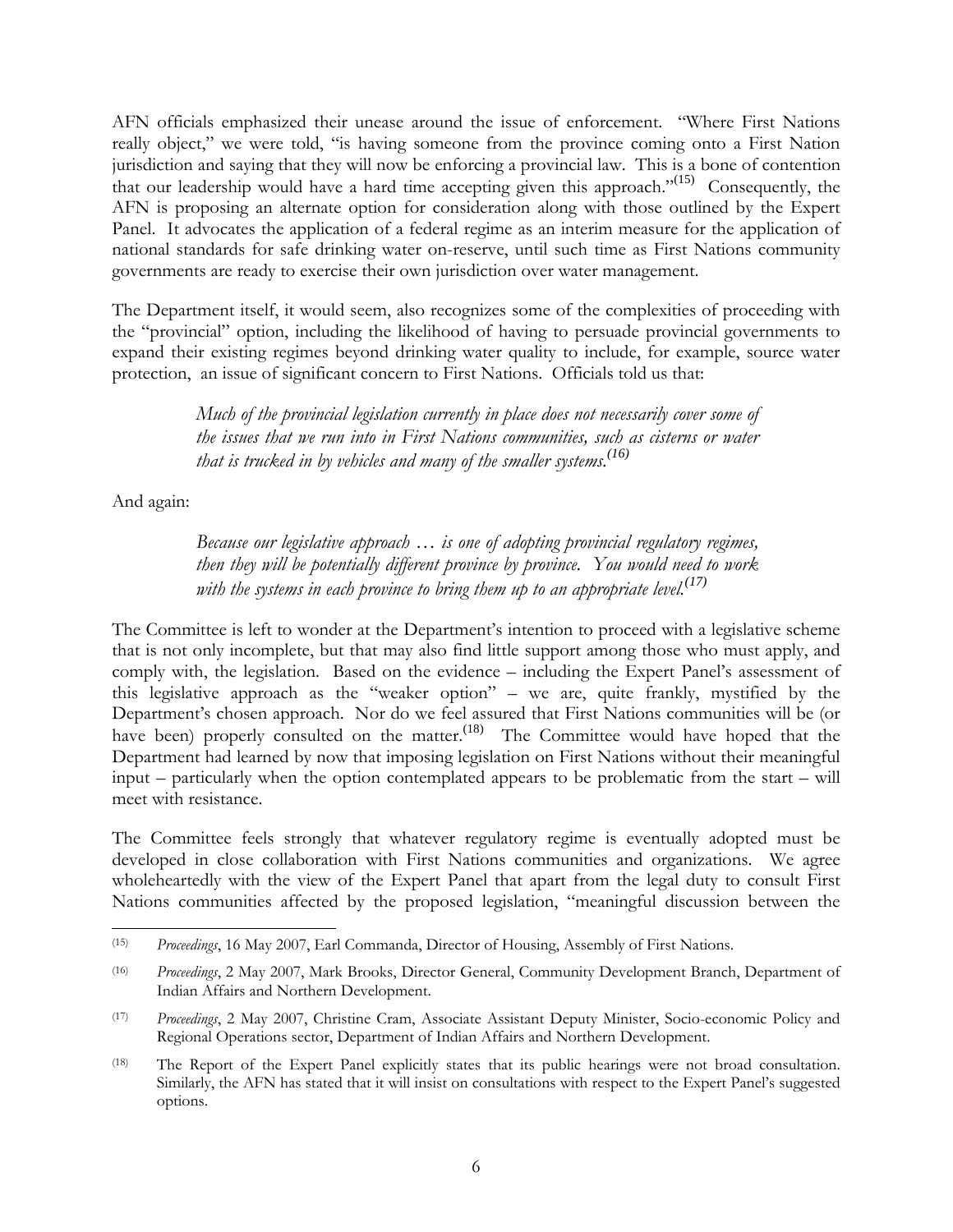AFN officials emphasized their unease around the issue of enforcement. "Where First Nations really object," we were told, "is having someone from the province coming onto a First Nation jurisdiction and saying that they will now be enforcing a provincial law. This is a bone of contention that our leadership would have a hard time accepting given this approach."[(15)] Consequently, the AFN is proposing an alternate option for consideration along with those outlined by the Expert Panel. It advocates the application of a federal regime as an interim measure for the application of national standards for safe drinking water on-reserve, until such time as First Nations community governments are ready to exercise their own jurisdiction over water management.

The Department itself, it would seem, also recognizes some of the complexities of proceeding with the "provincial" option, including the likelihood of having to persuade provincial governments to expand their existing regimes beyond drinking water quality to include, for example, source water protection, an issue of significant concern to First Nations. Officials told us that:

> *Much of the provincial legislation currently in place does not necessarily cover some of the issues that we run into in First Nations communities, such as cisterns or water that is trucked in by vehicles and many of the smaller systems.*[(16)]

And again:

> *Because our legislative approach … is one of adopting provincial regulatory regimes, then they will be potentially different province by province. You would need to work with the systems in each province to bring them up to an appropriate level.*[(17)]

The Committee is left to wonder at the Department's intention to proceed with a legislative scheme that is not only incomplete, but that may also find little support among those who must apply, and comply with, the legislation. Based on the evidence – including the Expert Panel's assessment of this legislative approach as the "weaker option" – we are, quite frankly, mystified by the Department's chosen approach. Nor do we feel assured that First Nations communities will be (or have been) properly consulted on the matter.[(18)] The Committee would have hoped that the Department had learned by now that imposing legislation on First Nations without their meaningful input – particularly when the option contemplated appears to be problematic from the start – will meet with resistance.

The Committee feels strongly that whatever regulatory regime is eventually adopted must be developed in close collaboration with First Nations communities and organizations. We agree wholeheartedly with the view of the Expert Panel that apart from the legal duty to consult First Nations communities affected by the proposed legislation, "meaningful discussion between the

---

(15) *Proceedings*, 16 May 2007, Earl Commanda, Director of Housing, Assembly of First Nations.

(16) *Proceedings*, 2 May 2007, Mark Brooks, Director General, Community Development Branch, Department of Indian Affairs and Northern Development.

(17) *Proceedings*, 2 May 2007, Christine Cram, Associate Assistant Deputy Minister, Socio-economic Policy and Regional Operations sector, Department of Indian Affairs and Northern Development.

(18) The Report of the Expert Panel explicitly states that its public hearings were not broad consultation. Similarly, the AFN has stated that it will insist on consultations with respect to the Expert Panel's suggested options.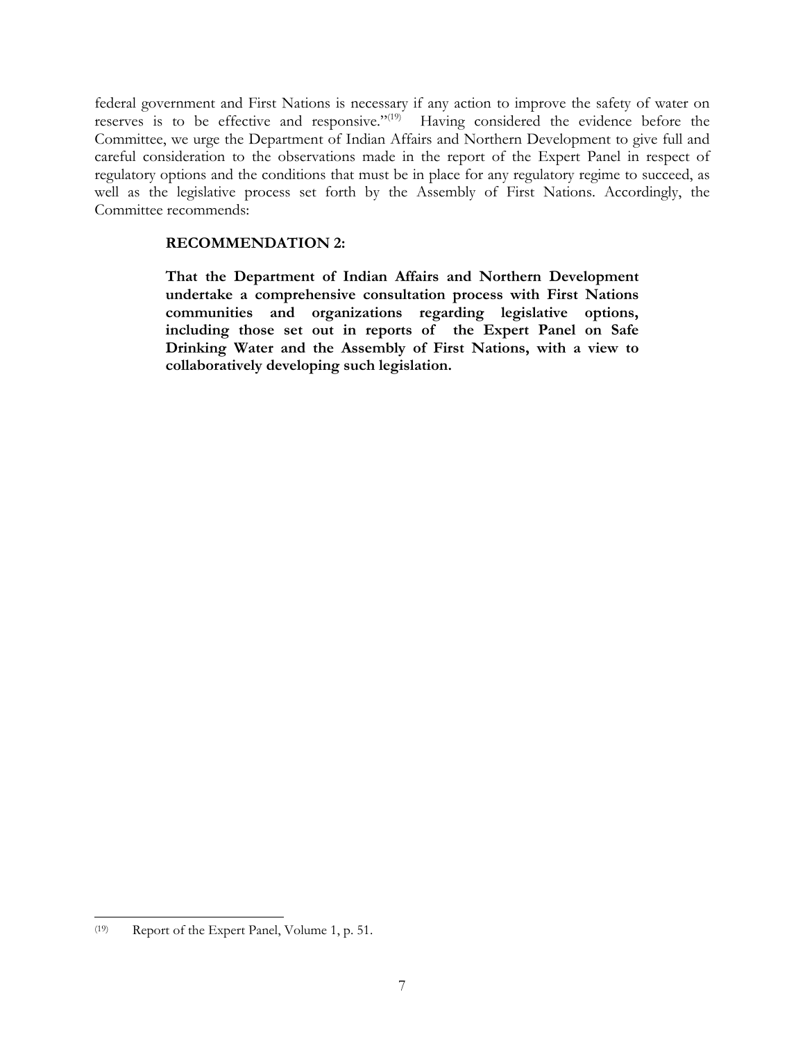federal government and First Nations is necessary if any action to improve the safety of water on reserves is to be effective and responsive."[19] Having considered the evidence before the Committee, we urge the Department of Indian Affairs and Northern Development to give full and careful consideration to the observations made in the report of the Expert Panel in respect of regulatory options and the conditions that must be in place for any regulatory regime to succeed, as well as the legislative process set forth by the Assembly of First Nations. Accordingly, the Committee recommends:

> **RECOMMENDATION 2:**
>
> **That the Department of Indian Affairs and Northern Development undertake a comprehensive consultation process with First Nations communities and organizations regarding legislative options, including those set out in reports of the Expert Panel on Safe Drinking Water and the Assembly of First Nations, with a view to collaboratively developing such legislation.**

---

(19) Report of the Expert Panel, Volume 1, p. 51.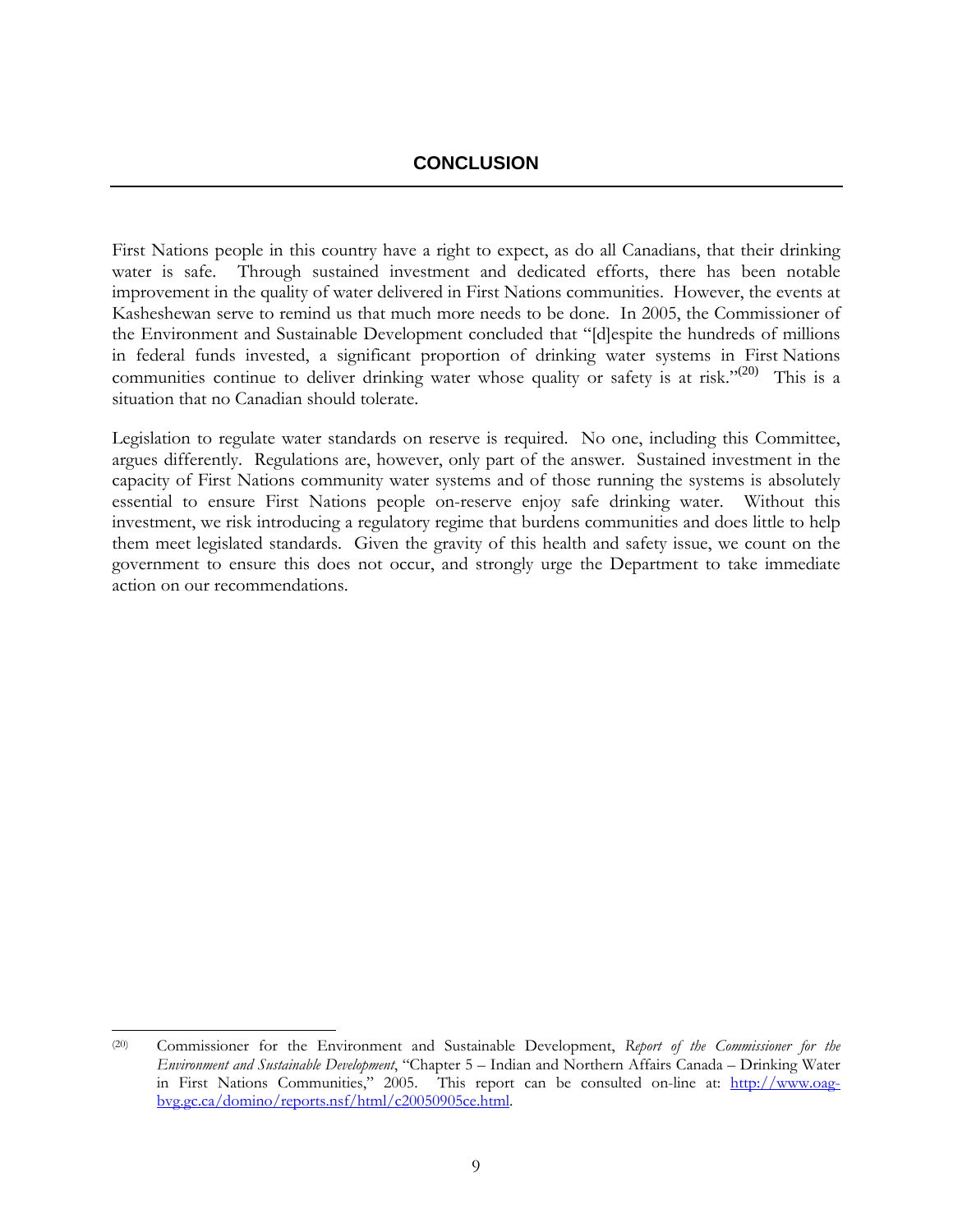## CONCLUSION

First Nations people in this country have a right to expect, as do all Canadians, that their drinking water is safe. Through sustained investment and dedicated efforts, there has been notable improvement in the quality of water delivered in First Nations communities. However, the events at Kasheshewan serve to remind us that much more needs to be done. In 2005, the Commissioner of the Environment and Sustainable Development concluded that "[d]espite the hundreds of millions in federal funds invested, a significant proportion of drinking water systems in First Nations communities continue to deliver drinking water whose quality or safety is at risk."[20] This is a situation that no Canadian should tolerate.

Legislation to regulate water standards on reserve is required. No one, including this Committee, argues differently. Regulations are, however, only part of the answer. Sustained investment in the capacity of First Nations community water systems and of those running the systems is absolutely essential to ensure First Nations people on-reserve enjoy safe drinking water. Without this investment, we risk introducing a regulatory regime that burdens communities and does little to help them meet legislated standards. Given the gravity of this health and safety issue, we count on the government to ensure this does not occur, and strongly urge the Department to take immediate action on our recommendations.

---

(20) Commissioner for the Environment and Sustainable Development, *Report of the Commissioner for the Environment and Sustainable Development*, "Chapter 5 – Indian and Northern Affairs Canada – Drinking Water in First Nations Communities," 2005. This report can be consulted on-line at: http://www.oag-bvg.gc.ca/domino/reports.nsf/html/c20050905ce.html.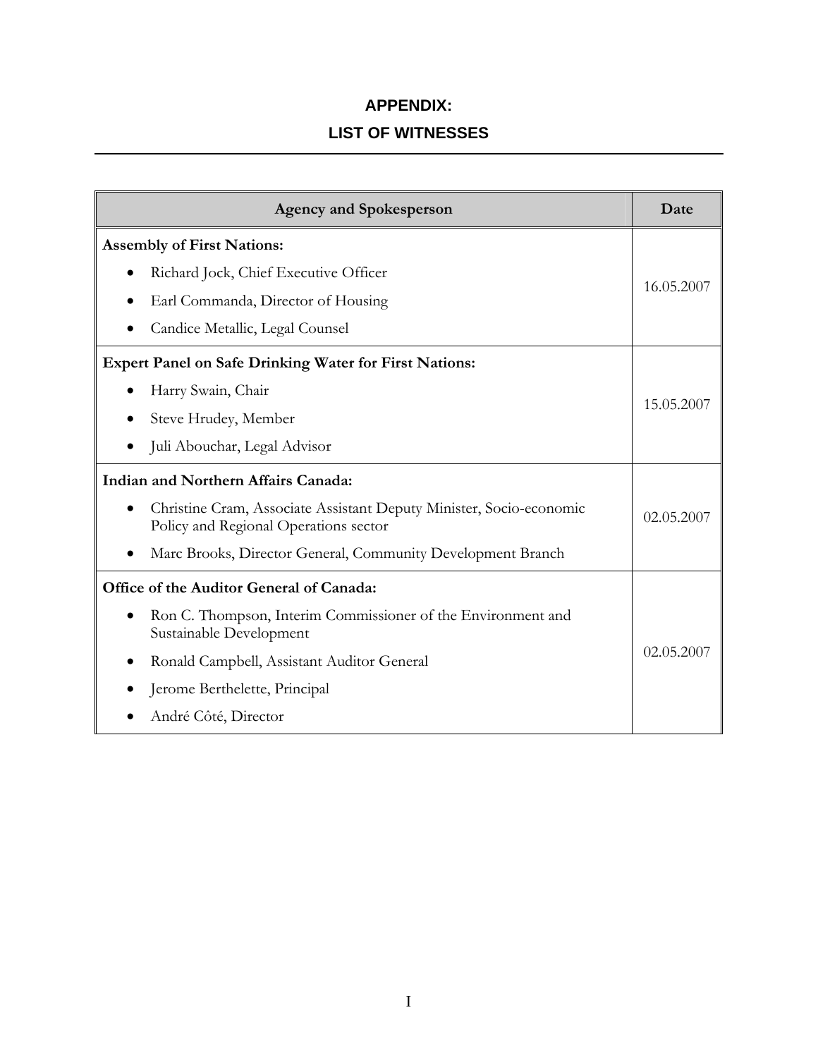# APPENDIX:

# LIST OF WITNESSES

| Agency and Spokesperson | Date |
|---|---|
| **Assembly of First Nations:**<br>• Richard Jock, Chief Executive Officer<br>• Earl Commanda, Director of Housing<br>• Candice Metallic, Legal Counsel | 16.05.2007 |
| **Expert Panel on Safe Drinking Water for First Nations:**<br>• Harry Swain, Chair<br>• Steve Hrudey, Member<br>• Juli Abouchar, Legal Advisor | 15.05.2007 |
| **Indian and Northern Affairs Canada:**<br>• Christine Cram, Associate Assistant Deputy Minister, Socio-economic Policy and Regional Operations sector<br>• Marc Brooks, Director General, Community Development Branch | 02.05.2007 |
| **Office of the Auditor General of Canada:**<br>• Ron C. Thompson, Interim Commissioner of the Environment and Sustainable Development<br>• Ronald Campbell, Assistant Auditor General<br>• Jerome Berthelette, Principal<br>• André Côté, Director | 02.05.2007 |